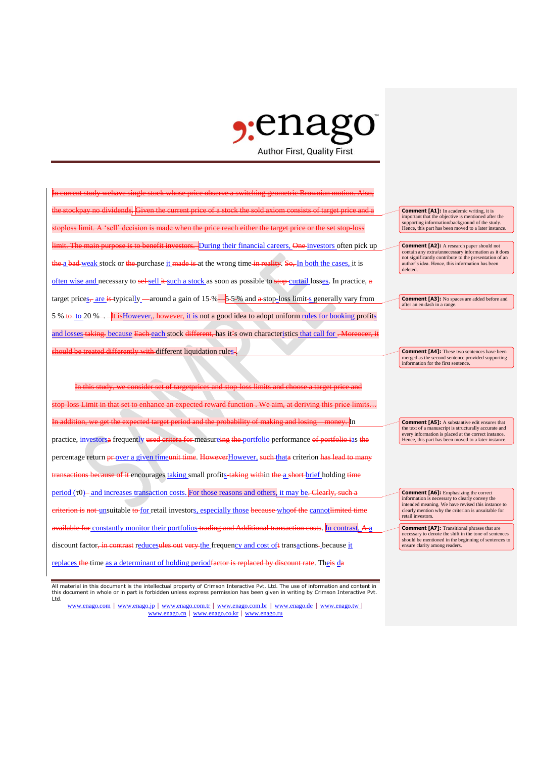~~In current study wehave single stock whose price observe a switching geometric Brownian motion. Also, the stockpay no dividends.~~ ~~Given the current price of a stock the sold axiom consists of target price and a stoploss limit. A 'sell' decision is made when the price reach either the target price or the set stop-loss limit. The main purpose is to benefit investors.~~ During their financial careers, ~~One~~ investors often pick up ~~the~~ a ~~bad~~ weak stock or ~~the~~ purchase it ~~made is~~ at the wrong time ~~in reality~~. ~~So,~~ In both the cases, it is often wise and necessary to ~~sel~~ sell ~~it~~ such a stock as soon as possible to ~~stop~~ curtail losses. In practice, ~~a~~ target prices~~,~~ are ~~is~~ typically ~~—~~around a gain of 15-% ~~5~~ 5-% and ~~a~~ stop-loss limits generally vary from 5-% ~~to~~ to 20-%~~.~~. ~~It is~~However, ~~, however,~~ it is not a good idea to adopt uniform rules for booking profits and losses ~~taking.~~ because ~~Each~~ each stock ~~different,~~ has it's own characteristics that call for ~~. Moreocer, it should be treated differently with~~ different liquidation rules.

~~In this study, we consider set of targetprices and stop-loss limits and choose a target price and stop-loss Limit in that set to enhance an expected reward function . We aim, at deriving this price limits… In addition, we get the expected target period and the probability of making and losing money.~~ In practice, investors~~a~~ frequently ~~used critera for~~ measure~~ing~~ ~~the~~ portfolio performance ~~of portfolio~~ ~~i~~as ~~the~~ percentage return ~~pr~~ over a given time ~~unit time~~. ~~However~~However, ~~such~~ that~~a~~ criterion ~~has lead to many transactions because of it~~ encourages taking small profits ~~taking~~ ~~with~~in ~~the~~ a ~~short~~ brief holding ~~time~~ period (τ0) ~~–~~ and increases transaction costs. For those reasons and others, it may be ~~. Clearly, such a criterion is not~~ unsuitable ~~to~~ for retail investors, especially those ~~because~~ who~~of the~~ cannot~~limited time available for~~ constantly monitor their portfolios ~~trading and Additional transaction costs~~. In contrast, ~~A~~ a discount factor~~, in contrast~~ reduces~~ules out~~ ~~very~~ the frequency and cost of~~t~~ transactions~~.~~ because it replaces ~~the~~ time as a determinant of holding period~~factor is replaced by discount rate~~. The~~is~~ ~~d~~a

**Comment [A1]:** In academic writing, it is important that the objective is mentioned after the supporting information/background of the study. Hence, this part has been moved to a later instance.

**Comment [A2]:** A research paper should not contain any extra/unnecessary information as it does not significantly contribute to the presentation of an author's idea. Hence, this information has been deleted.

**Comment [A3]:** No spaces are added before and after an en dash in a range.

**Comment [A4]:** These two sentences have been merged as the second sentence provided supporting information for the first sentence.

**Comment [A5]:** A substantive edit ensures that the text of a manuscript is structurally accurate and every information is placed at the correct instance. Hence, this part has been moved to a later instance.

**Comment [A6]:** Emphasizing the correct information is necessary to clearly convey the intended meaning. We have revised this instance to clearly mention why the criterion is unsuitable for retail investors.

**Comment [A7]:** Transitional phrases that are necessary to denote the shift in the tone of sentences should be mentioned in the beginning of sentences to ensure clarity among readers.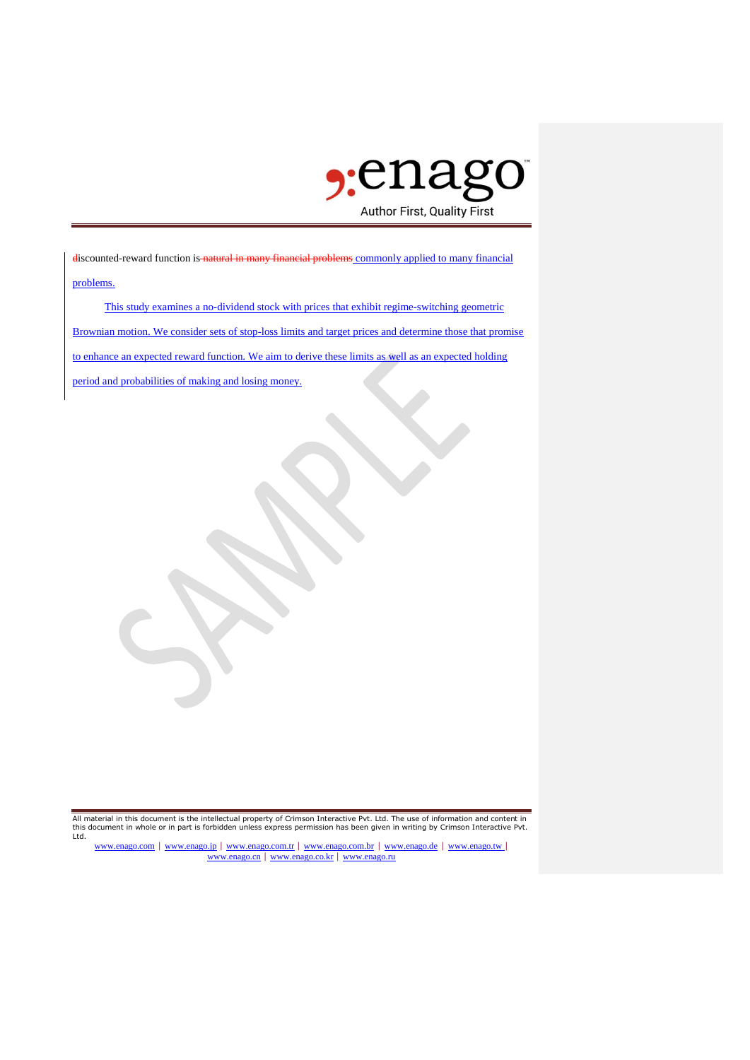discounted-reward function is natural in many financial problems commonly applied to many financial problems.

This study examines a no-dividend stock with prices that exhibit regime-switching geometric Brownian motion. We consider sets of stop-loss limits and target prices and determine those that promise to enhance an expected reward function. We aim to derive these limits as well as an expected holding period and probabilities of making and losing money.